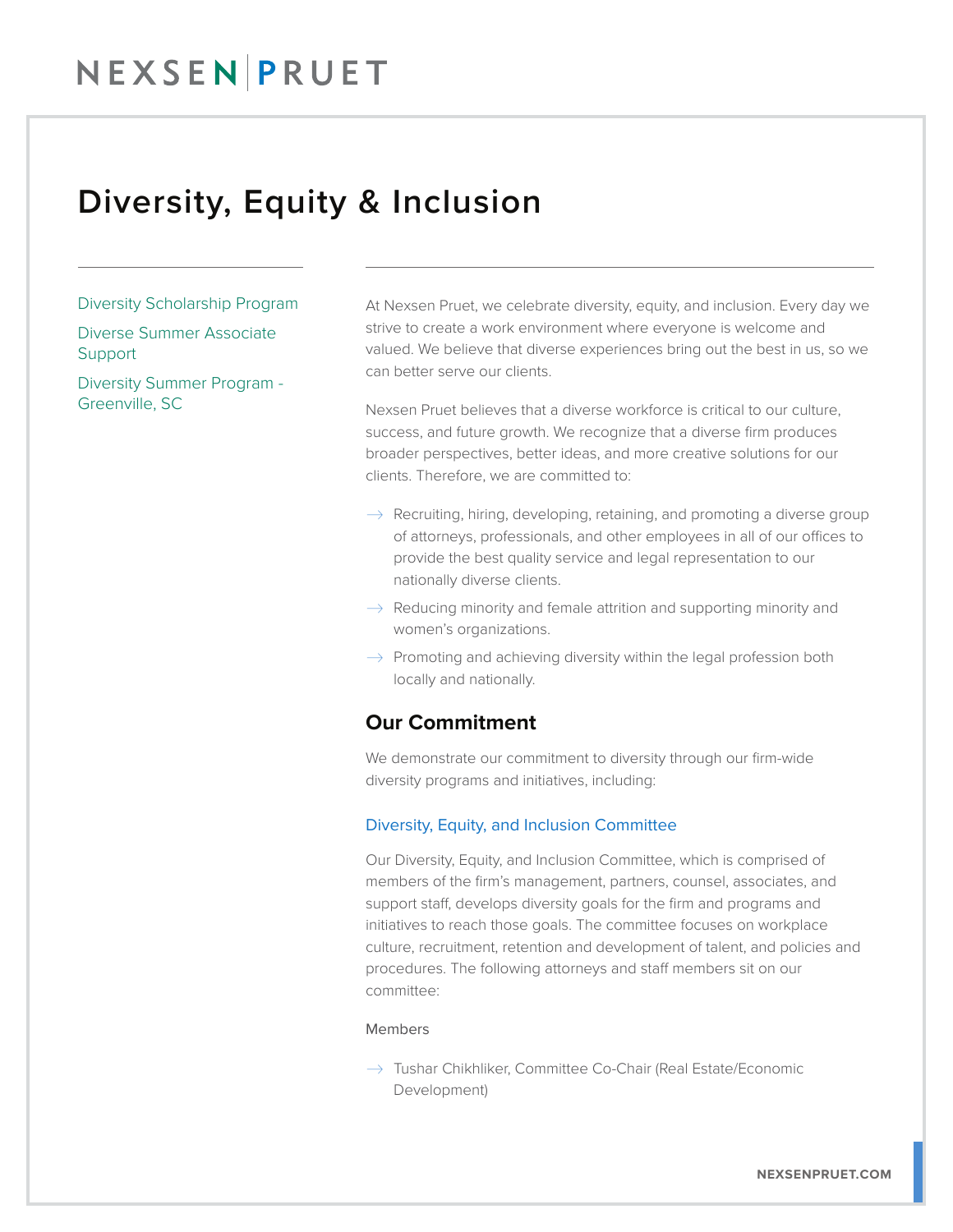# Diversity, Equity & Inclusion

- Diversity Scholarship Program
- Diverse Summer Associate Support
- Diversity Summer Program - Greenville, SC

At Nexsen Pruet, we celebrate diversity, equity, and inclusion. Every day we strive to create a work environment where everyone is welcome and valued. We believe that diverse experiences bring out the best in us, so we can better serve our clients.

Nexsen Pruet believes that a diverse workforce is critical to our culture, success, and future growth. We recognize that a diverse firm produces broader perspectives, better ideas, and more creative solutions for our clients. Therefore, we are committed to:

- Recruiting, hiring, developing, retaining, and promoting a diverse group of attorneys, professionals, and other employees in all of our offices to provide the best quality service and legal representation to our nationally diverse clients.
- Reducing minority and female attrition and supporting minority and women's organizations.
- Promoting and achieving diversity within the legal profession both locally and nationally.

## Our Commitment

We demonstrate our commitment to diversity through our firm-wide diversity programs and initiatives, including:

### Diversity, Equity, and Inclusion Committee

Our Diversity, Equity, and Inclusion Committee, which is comprised of members of the firm's management, partners, counsel, associates, and support staff, develops diversity goals for the firm and programs and initiatives to reach those goals. The committee focuses on workplace culture, recruitment, retention and development of talent, and policies and procedures. The following attorneys and staff members sit on our committee:

Members

- Tushar Chikhliker, Committee Co-Chair (Real Estate/Economic Development)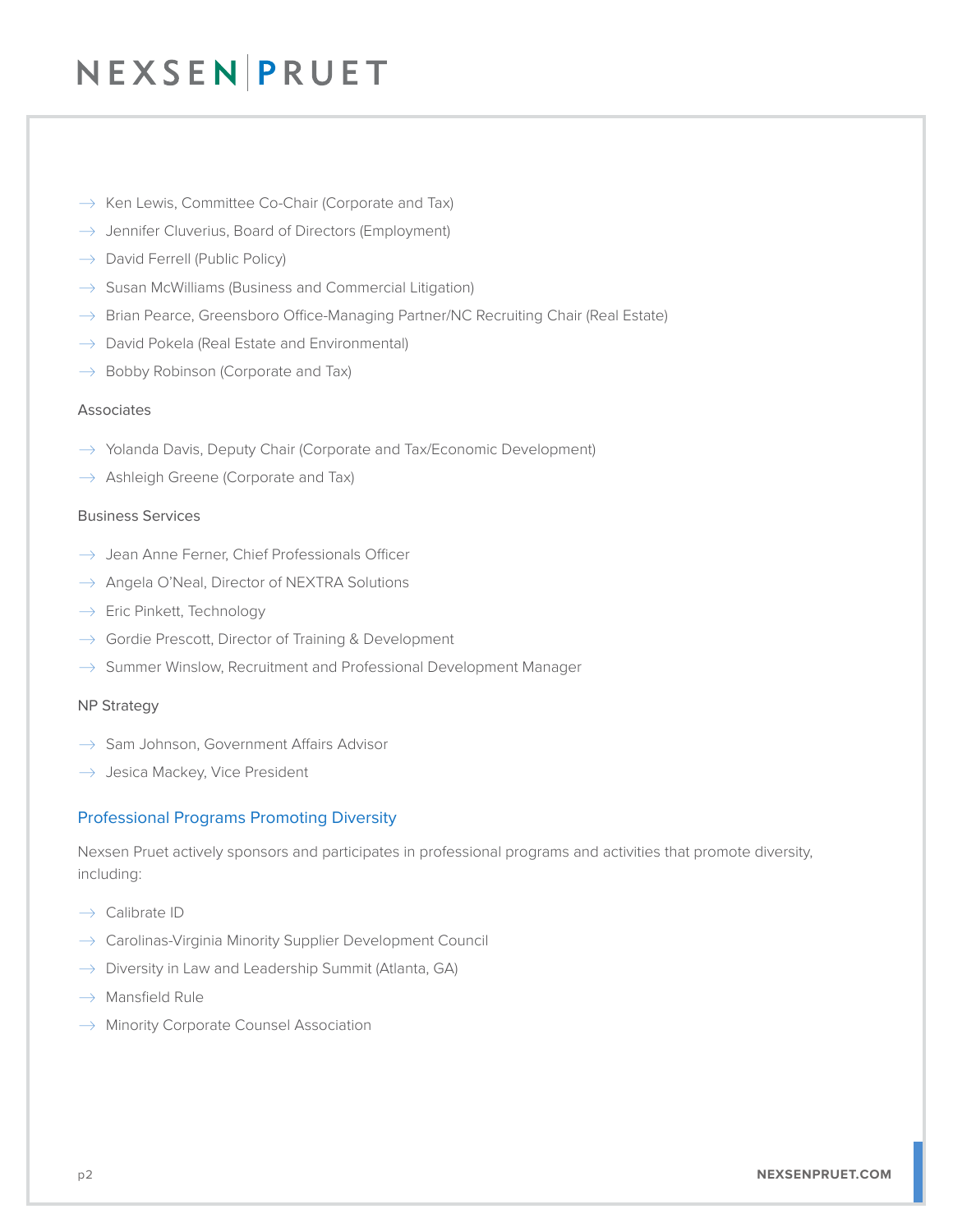- Ken Lewis, Committee Co-Chair (Corporate and Tax)
- Jennifer Cluverius, Board of Directors (Employment)
- David Ferrell (Public Policy)
- Susan McWilliams (Business and Commercial Litigation)
- Brian Pearce, Greensboro Office-Managing Partner/NC Recruiting Chair (Real Estate)
- David Pokela (Real Estate and Environmental)
- Bobby Robinson (Corporate and Tax)

Associates

- Yolanda Davis, Deputy Chair (Corporate and Tax/Economic Development)
- Ashleigh Greene (Corporate and Tax)

Business Services

- Jean Anne Ferner, Chief Professionals Officer
- Angela O'Neal, Director of NEXTRA Solutions
- Eric Pinkett, Technology
- Gordie Prescott, Director of Training & Development
- Summer Winslow, Recruitment and Professional Development Manager

NP Strategy

- Sam Johnson, Government Affairs Advisor
- Jesica Mackey, Vice President

## Professional Programs Promoting Diversity

Nexsen Pruet actively sponsors and participates in professional programs and activities that promote diversity, including:

- Calibrate ID
- Carolinas-Virginia Minority Supplier Development Council
- Diversity in Law and Leadership Summit (Atlanta, GA)
- Mansfield Rule
- Minority Corporate Counsel Association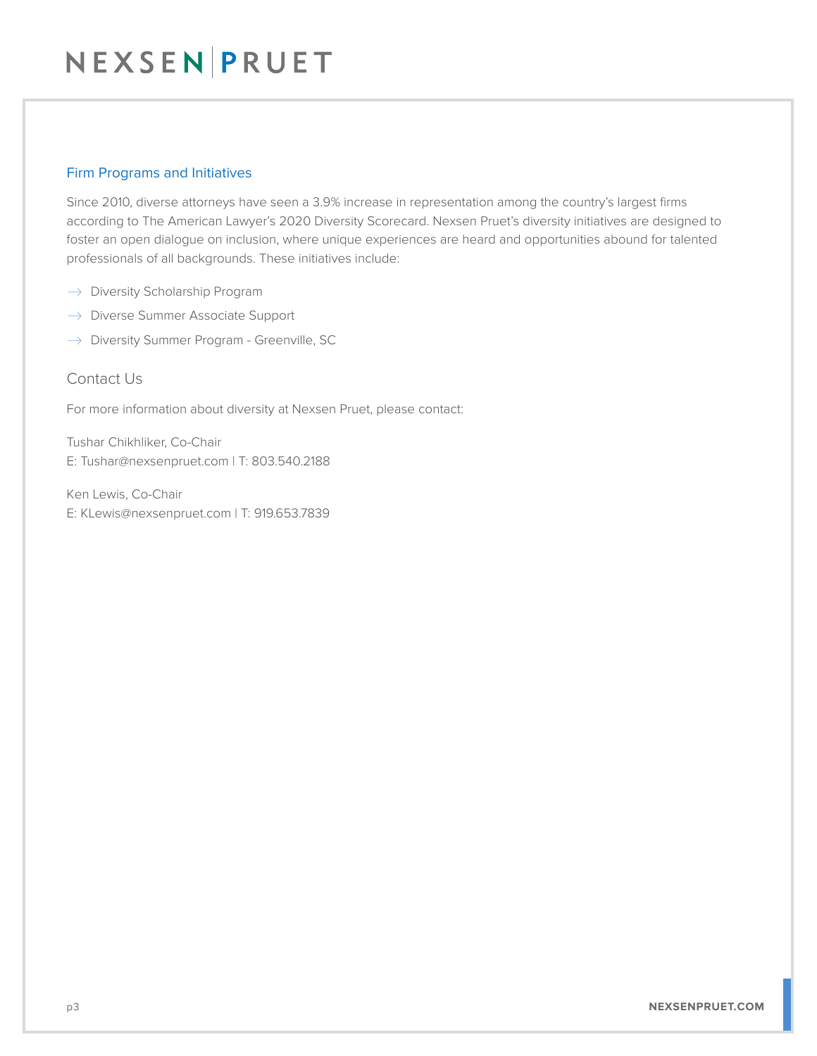## Firm Programs and Initiatives

Since 2010, diverse attorneys have seen a 3.9% increase in representation among the country's largest firms according to The American Lawyer's 2020 Diversity Scorecard. Nexsen Pruet's diversity initiatives are designed to foster an open dialogue on inclusion, where unique experiences are heard and opportunities abound for talented professionals of all backgrounds. These initiatives include:

- Diversity Scholarship Program
- Diverse Summer Associate Support
- Diversity Summer Program - Greenville, SC

## Contact Us

For more information about diversity at Nexsen Pruet, please contact:

Tushar Chikhliker, Co-Chair
E: Tushar@nexsenpruet.com | T: 803.540.2188

Ken Lewis, Co-Chair
E: KLewis@nexsenpruet.com | T: 919.653.7839